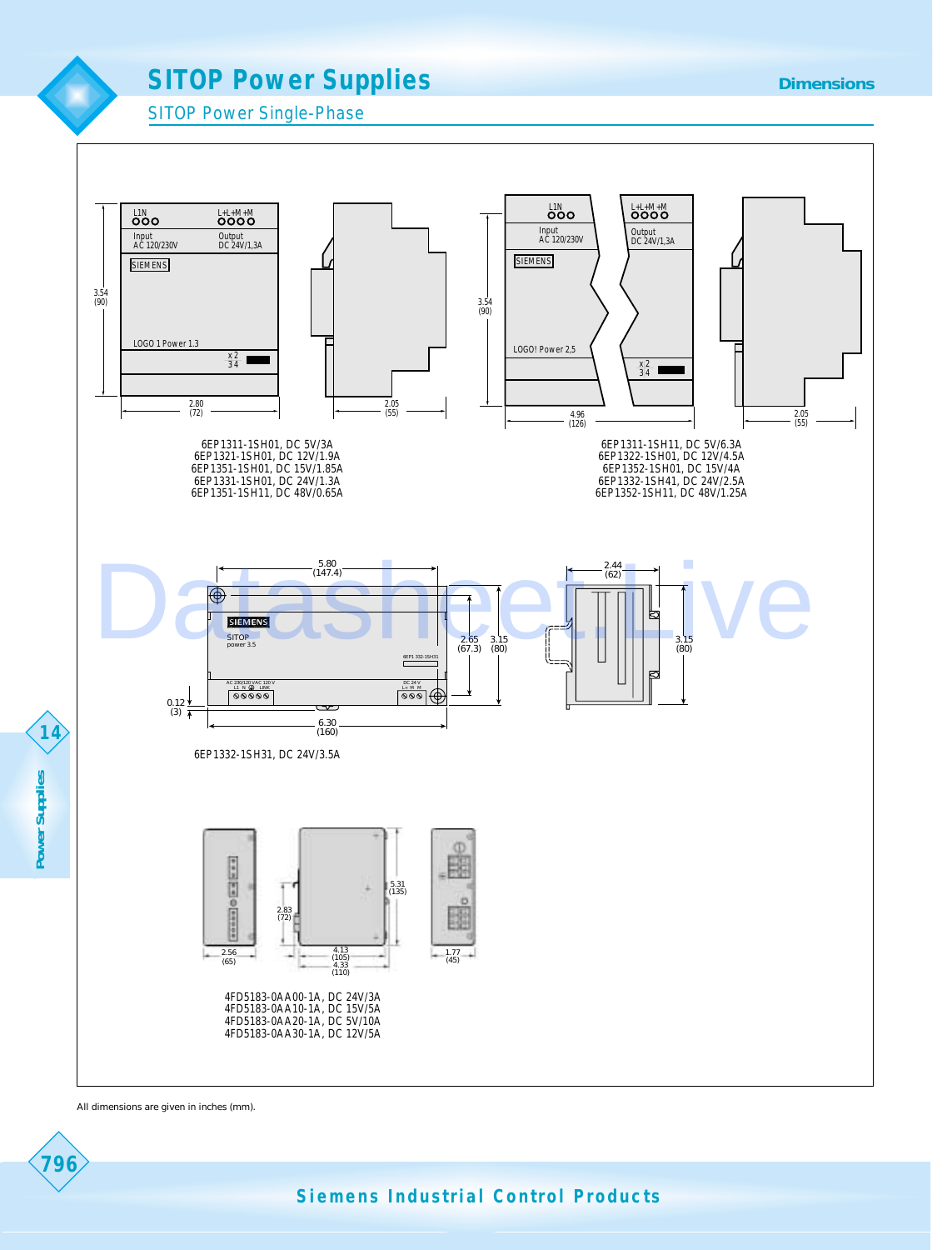# SITOP Power Supplies

## SITOP Power Single-Phase

Dimensions

6EP1311-1SH01, DC 5V/3A
6EP1321-1SH01, DC 12V/1.9A
6EP1351-1SH01, DC 15V/1.85A
6EP1331-1SH01, DC 24V/1.3A
6EP1351-1SH11, DC 48V/0.65A

6EP1311-1SH11, DC 5V/6.3A
6EP1322-1SH01, DC 12V/4.5A
6EP1352-1SH01, DC 15V/4A
6EP1332-1SH41, DC 24V/2.5A
6EP1352-1SH11, DC 48V/1.25A

6EP1332-1SH31, DC 24V/3.5A

4FD5183-0AA00-1A, DC 24V/3A
4FD5183-0AA10-1A, DC 15V/5A
4FD5183-0AA20-1A, DC 5V/10A
4FD5183-0AA30-1A, DC 12V/5A

All dimensions are given in inches (mm).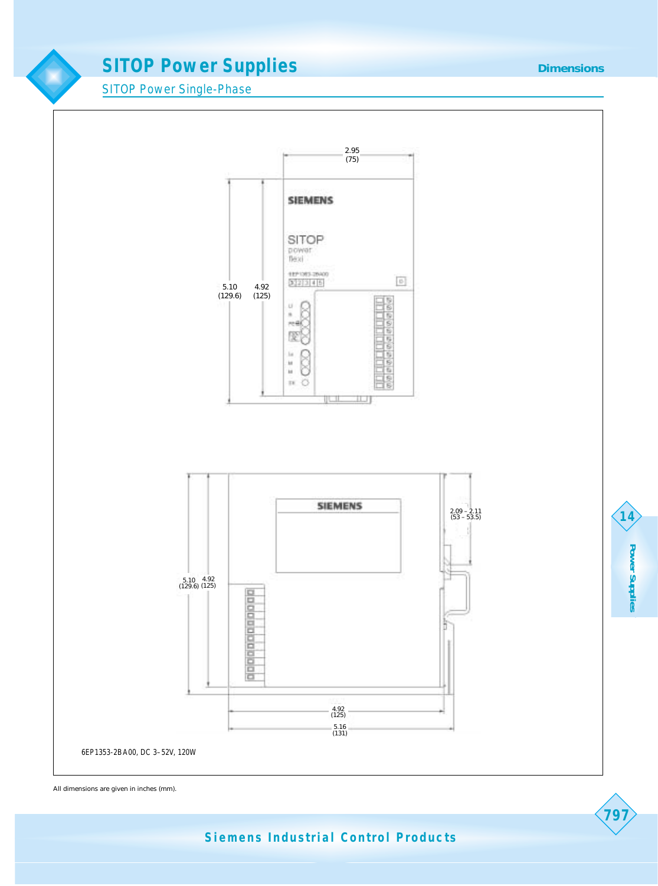# SITOP Power Supplies

## SITOP Power Single-Phase

Dimensions

2.95
(75)

5.10
(129.6)

4.92
(125)

2.09 – 2.11
(53 – 53.5)

5.10
(129.6)

4.92
(125)

4.92
(125)

5.16
(131)

6EP1353-2BA00, DC 3–52V, 120W

All dimensions are given in inches (mm).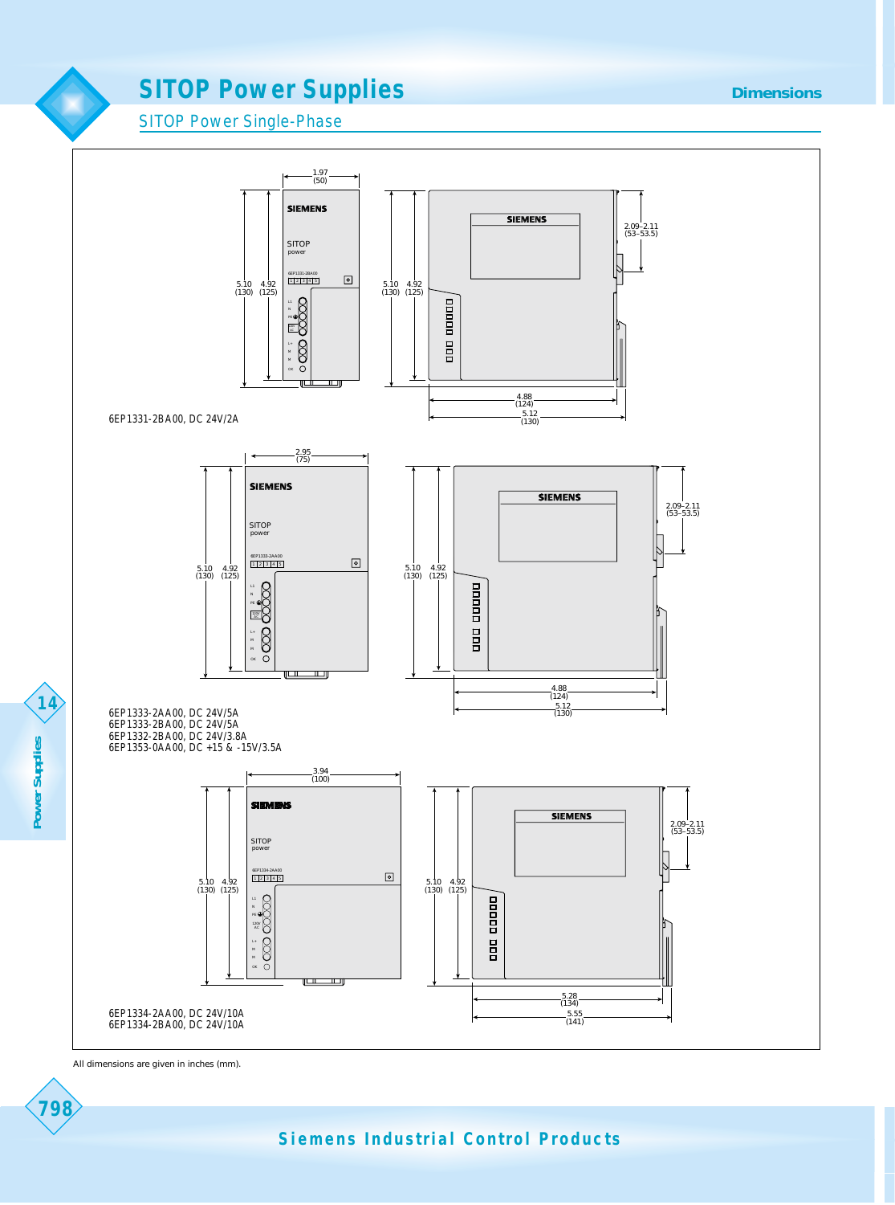# SITOP Power Supplies

## SITOP Power Single-Phase

Dimensions

6EP1331-2BA00, DC 24V/2A

6EP1333-2AA00, DC 24V/5A
6EP1333-2BA00, DC 24V/5A
6EP1332-2BA00, DC 24V/3.8A
6EP1353-0AA00, DC +15 & -15V/3.5A

6EP1334-2AA00, DC 24V/10A
6EP1334-2BA00, DC 24V/10A

All dimensions are given in inches (mm).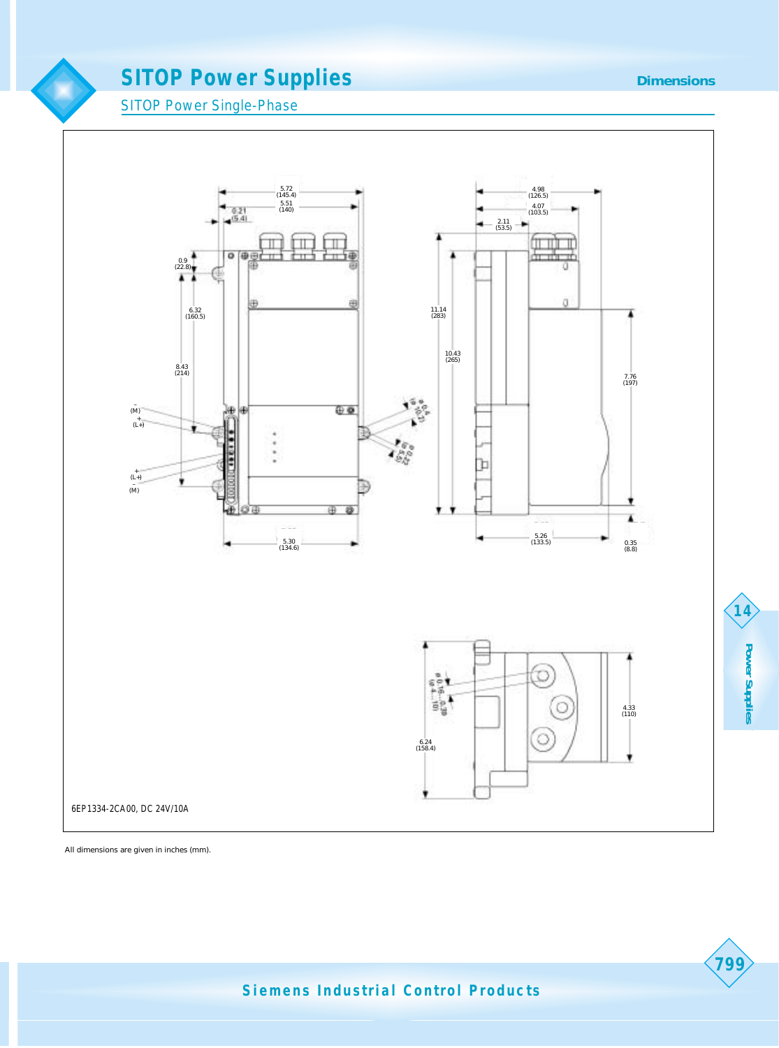# SITOP Power Supplies

## SITOP Power Single-Phase

6EP1334-2CA00, DC 24V/10A

All dimensions are given in inches (mm).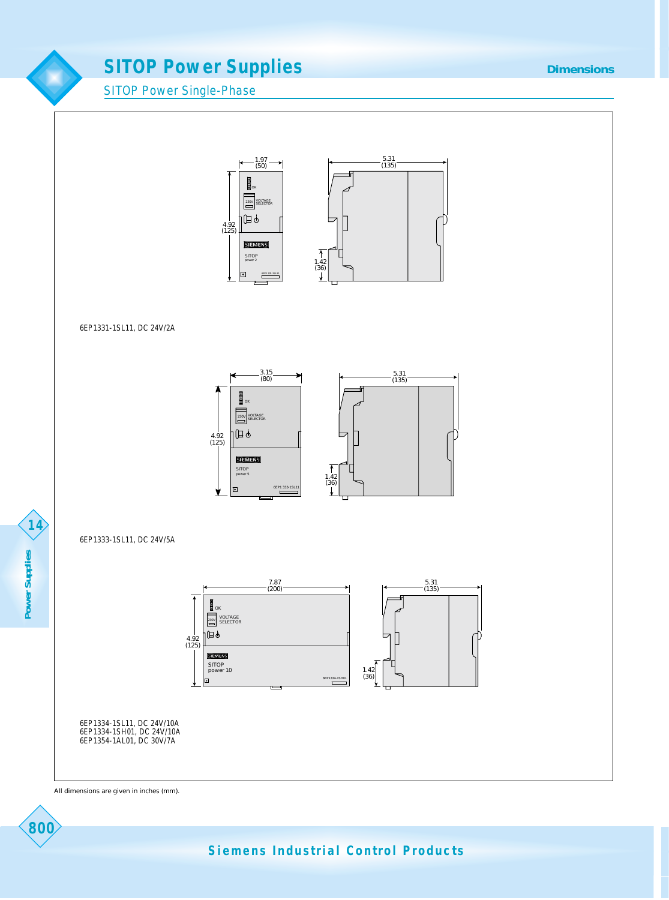# SITOP Power Supplies

## SITOP Power Single-Phase

Dimensions

6EP1331-1SL11, DC 24V/2A

6EP1333-1SL11, DC 24V/5A

6EP1334-1SL11, DC 24V/10A
6EP1334-1SH01, DC 24V/10A
6EP1354-1AL01, DC 30V/7A

All dimensions are given in inches (mm).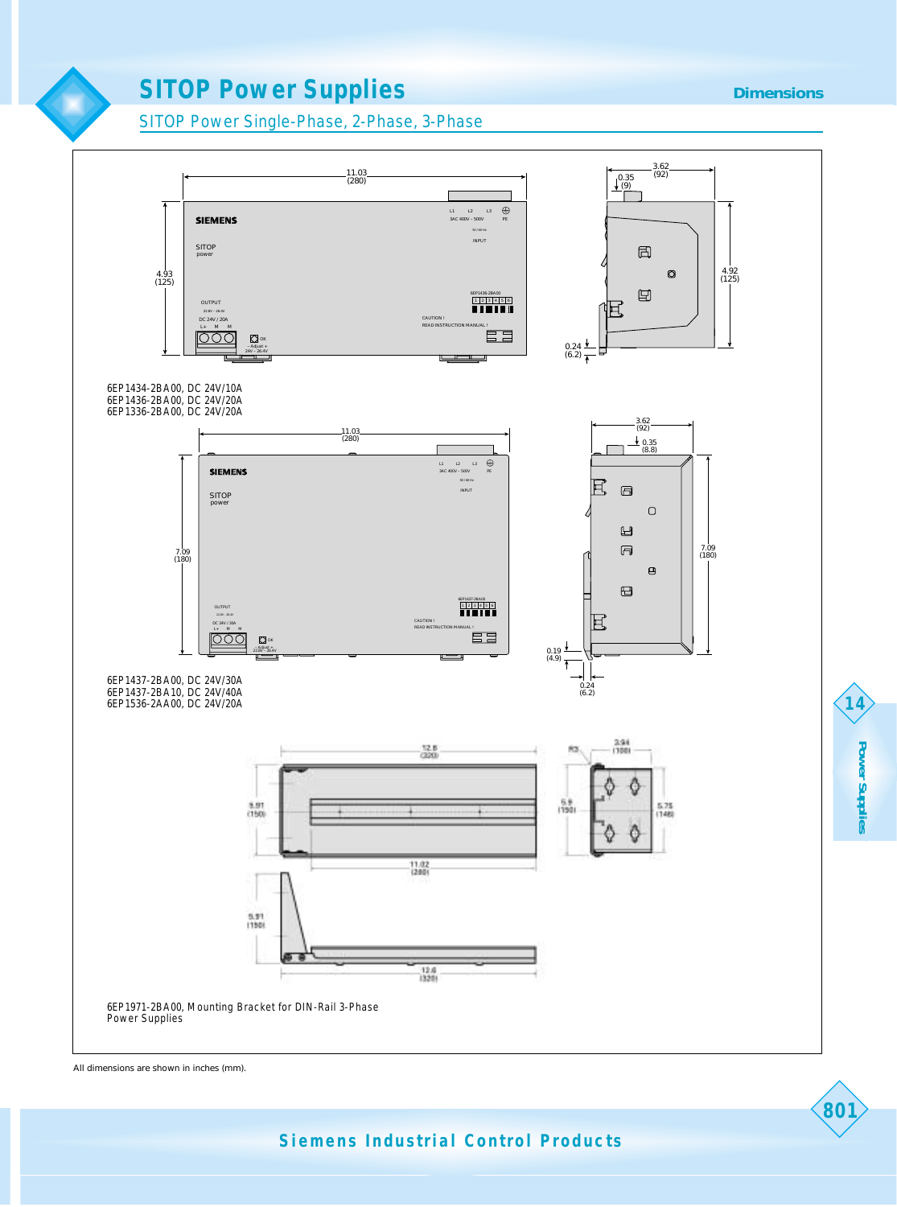# SITOP Power Supplies

## SITOP Power Single-Phase, 2-Phase, 3-Phase

6EP1434-2BA00, DC 24V/10A
6EP1436-2BA00, DC 24V/20A
6EP1336-2BA00, DC 24V/20A

6EP1437-2BA00, DC 24V/30A
6EP1437-2BA10, DC 24V/40A
6EP1536-2AA00, DC 24V/20A

6EP1971-2BA00, Mounting Bracket for DIN-Rail 3-Phase Power Supplies

All dimensions are shown in inches (mm).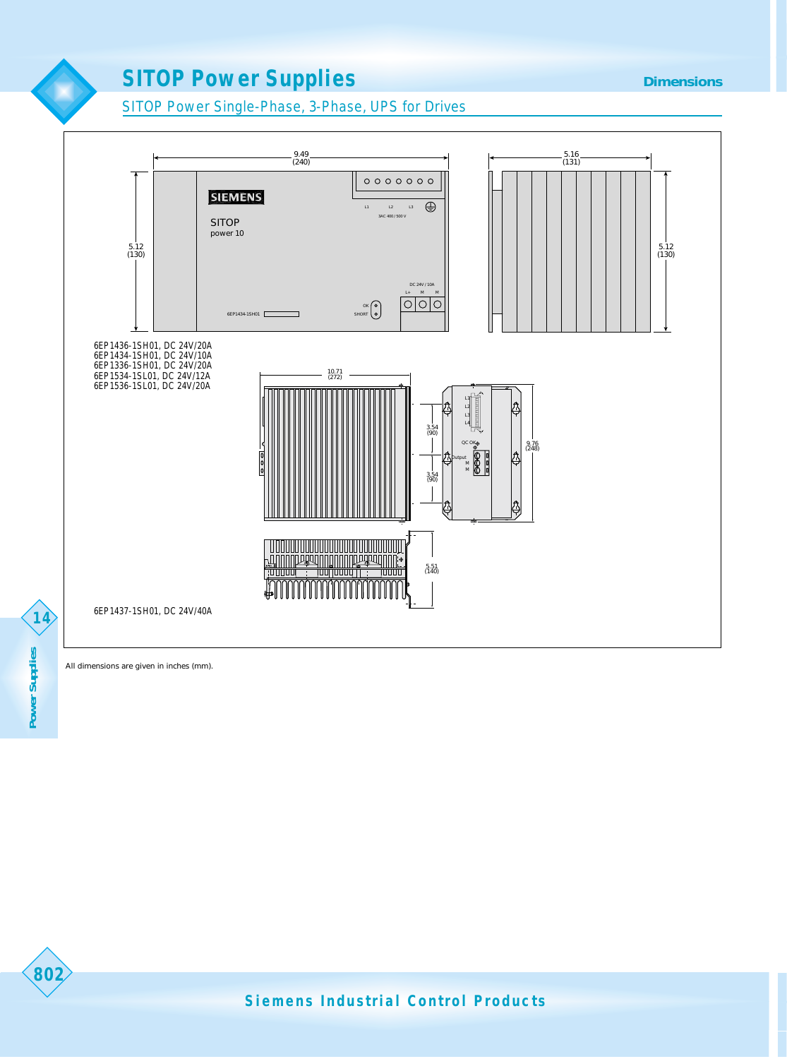# SITOP Power Supplies

## SITOP Power Single-Phase, 3-Phase, UPS for Drives

6EP1436-1SH01, DC 24V/20A
6EP1434-1SH01, DC 24V/10A
6EP1336-1SH01, DC 24V/20A
6EP1534-1SL01, DC 24V/12A
6EP1536-1SL01, DC 24V/20A

6EP1437-1SH01, DC 24V/40A

All dimensions are given in inches (mm).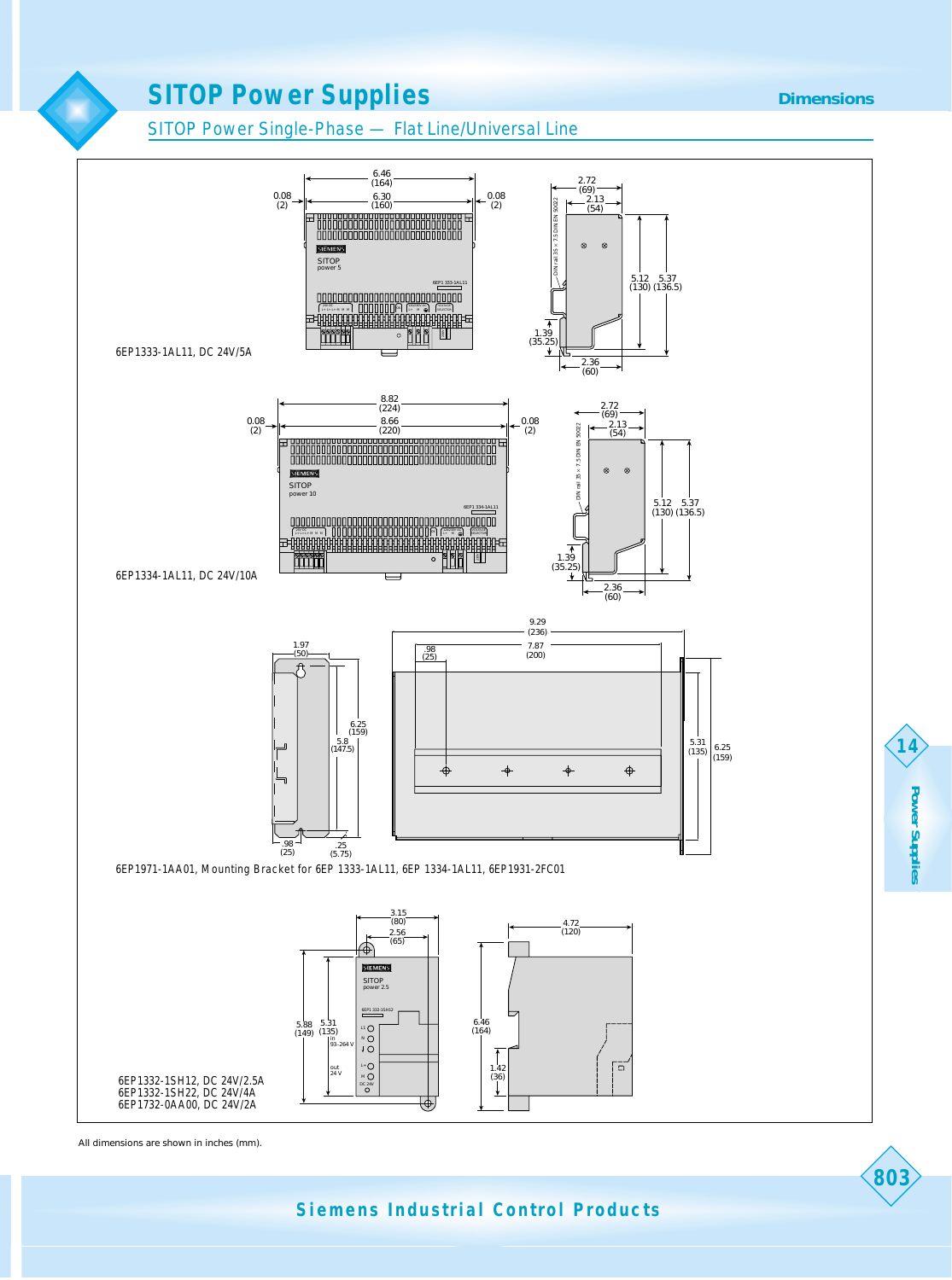# SITOP Power Supplies

**Dimensions**

## SITOP Power Single-Phase — Flat Line/Universal Line

6EP1333-1AL11, DC 24V/5A

6EP1334-1AL11, DC 24V/10A

6EP1971-1AA01, Mounting Bracket for 6EP 1333-1AL11, 6EP 1334-1AL11, 6EP1931-2FC01

6EP1332-1SH12, DC 24V/2.5A
6EP1332-1SH22, DC 24V/4A
6EP1732-0AA00, DC 24V/2A

All dimensions are shown in inches (mm).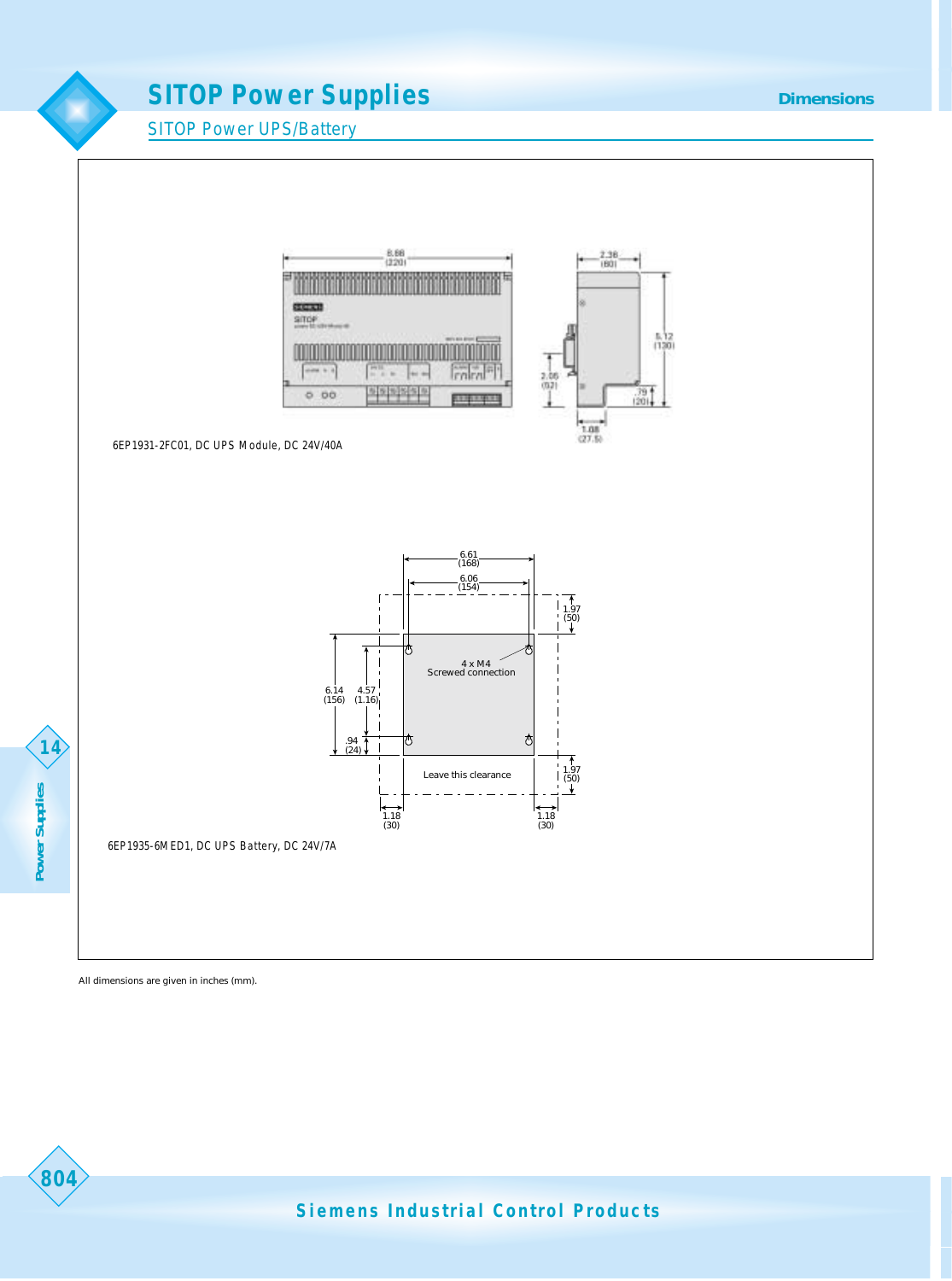# SITOP Power Supplies

## SITOP Power UPS/Battery

Dimensions

6EP1931-2FC01, DC UPS Module, DC 24V/40A

6EP1935-6MED1, DC UPS Battery, DC 24V/7A

All dimensions are given in inches (mm).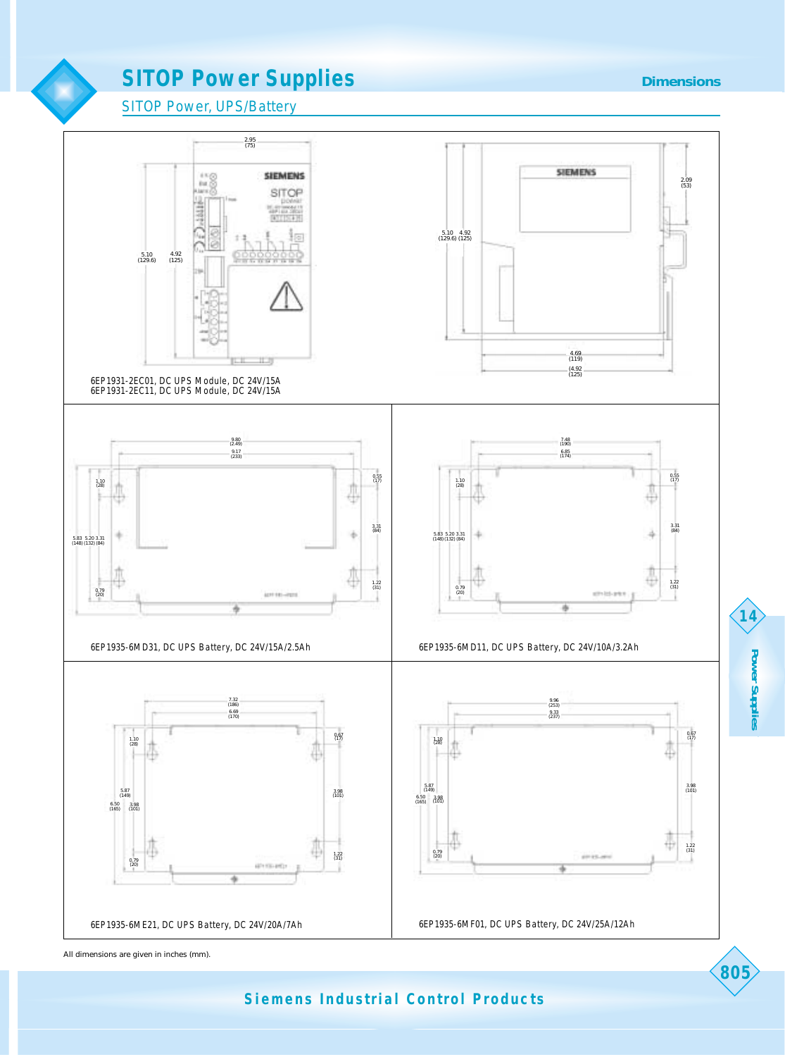# SITOP Power Supplies

## SITOP Power, UPS/Battery

2.95 (75)

5.10 (129.6) 4.92 (125)

5.10 (129.6) 4.92 (125)

2.09 (53)

4.69 (119)

(4.92 (125)

6EP1931-2EC01, DC UPS Module, DC 24V/15A
6EP1931-2EC11, DC UPS Module, DC 24V/15A

9.80 (2.49)
9.17 (233)
1.10 (28)
0.55 (17)
3.31 (84)
5.83 (148) 5.20 (132) 3.31 (84)
0.79 (20)
1.22 (31)

6EP1935-6MD31, DC UPS Battery, DC 24V/15A/2.5Ah

7.48 (190)
6.85 (174)
1.10 (28)
0.55 (17)
3.31 (84)
5.83 (148) 5.20 (132) 3.31 (84)
0.79 (20)
1.22 (31)

6EP1935-6MD11, DC UPS Battery, DC 24V/10A/3.2Ah

7.32 (186)
6.69 (170)
1.10 (28)
0.67 (17)
5.87 (149)
6.50 (165) 3.98 (101)
3.98 (101)
0.79 (20)
1.22 (31)

6EP1935-6ME21, DC UPS Battery, DC 24V/20A/7Ah

9.96 (253)
9.33 (237)
1.10 (28)
0.67 (17)
5.87 (149)
6.50 (165) 3.98 (101)
3.98 (101)
0.79 (20)
1.22 (31)

6EP1935-6MF01, DC UPS Battery, DC 24V/25A/12Ah

All dimensions are given in inches (mm).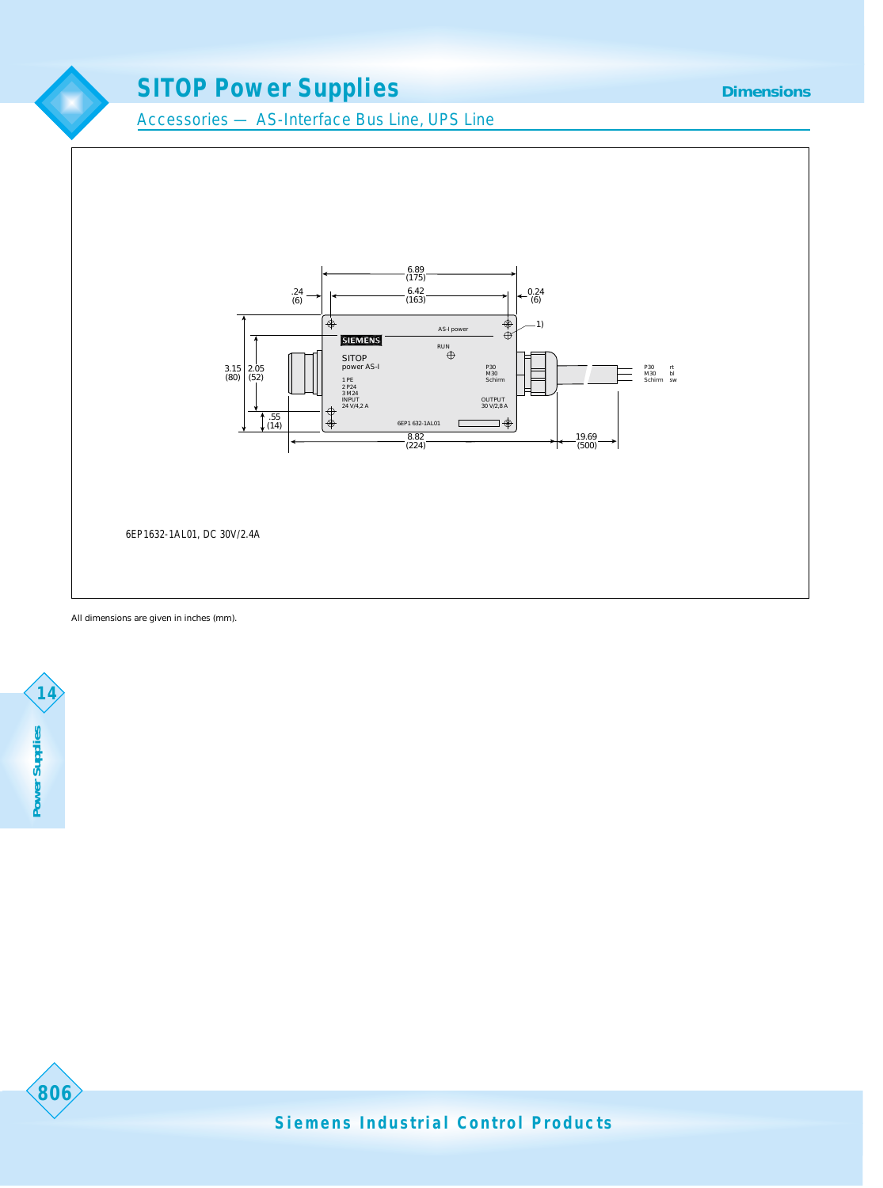# SITOP Power Supplies

## Accessories — AS-Interface Bus Line, UPS Line

Dimensions

6.89
(175)
.24
(6)
6.42
(163)
0.24
(6)
1)
AS-I power
SIEMENS
RUN
SITOP
power AS-I
P30
M30
Schirm
P30 rt
M30 bl
Schirm sw
3.15
(80)
2.05
(52)
1 PE
2 P24
3 M24
INPUT
24 V/4,2 A
OUTPUT
30 V/2,8 A
.55
(14)
6EP1 632-1AL01
8.82
(224)
19.69
(500)

6EP1632-1AL01, DC 30V/2.4A

All dimensions are given in inches (mm).